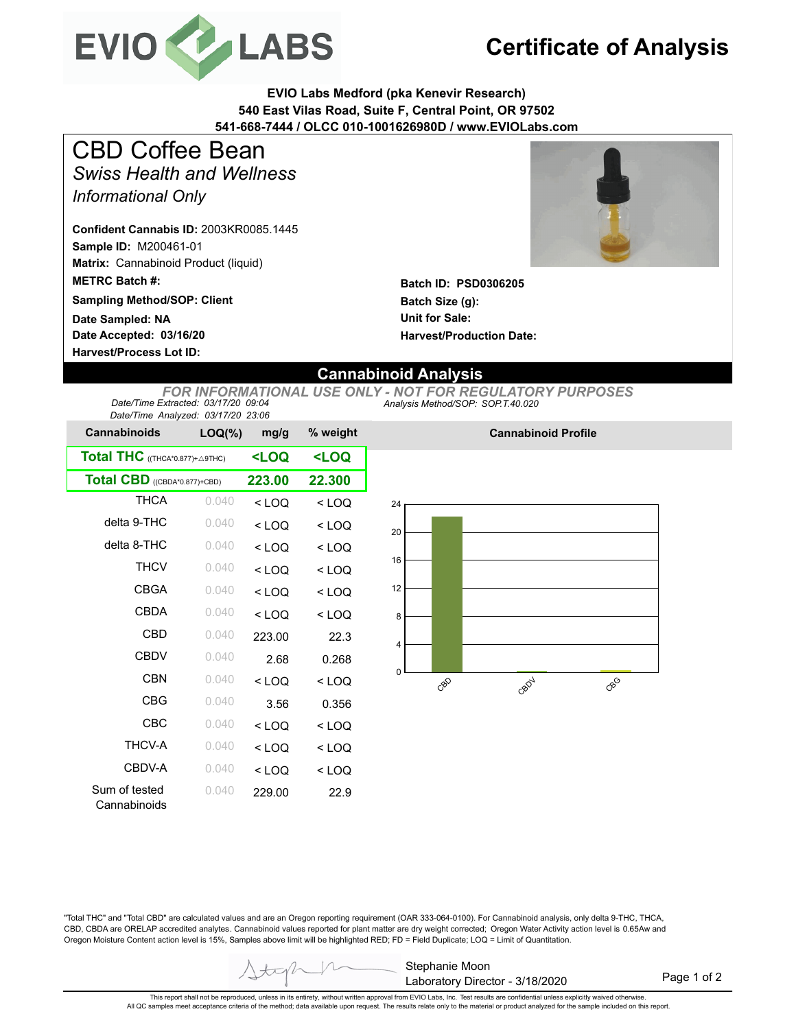# Certificate of Analysis

**EVIO Labs Medford (pka Kenevir Research)**
**540 East Vilas Road, Suite F, Central Point, OR 97502**
**541-668-7444 / OLCC 010-1001626980D / www.EVIOLabs.com**

## CBD Coffee Bean

*Swiss Health and Wellness*

*Informational Only*

**Confident Cannabis ID:** 2003KR0085.1445
**Sample ID:** M200461-01
**Matrix:** Cannabinoid Product (liquid)
**METRC Batch #:**
**Sampling Method/SOP: Client**
**Date Sampled: NA**
**Date Accepted: 03/16/20**
**Harvest/Process Lot ID:**

**Batch ID: PSD0306205**
**Batch Size (g):**
**Unit for Sale:**
**Harvest/Production Date:**

## Cannabinoid Analysis

*FOR INFORMATIONAL USE ONLY - NOT FOR REGULATORY PURPOSES*

*Date/Time Extracted: 03/17/20 09:04*
*Date/Time Analyzed: 03/17/20 23:06*
*Analysis Method/SOP: SOP.T.40.020*

| Cannabinoids | LOQ(%) | mg/g | % weight |
|---|---|---|---|
| **Total THC** ((THCA*0.877)+△9THC) | | **<LOQ** | **<LOQ** |
| **Total CBD** ((CBDA*0.877)+CBD) | | **223.00** | **22.300** |
| THCA | 0.040 | < LOQ | < LOQ |
| delta 9-THC | 0.040 | < LOQ | < LOQ |
| delta 8-THC | 0.040 | < LOQ | < LOQ |
| THCV | 0.040 | < LOQ | < LOQ |
| CBGA | 0.040 | < LOQ | < LOQ |
| CBDA | 0.040 | < LOQ | < LOQ |
| CBD | 0.040 | 223.00 | 22.3 |
| CBDV | 0.040 | 2.68 | 0.268 |
| CBN | 0.040 | < LOQ | < LOQ |
| CBG | 0.040 | 3.56 | 0.356 |
| CBC | 0.040 | < LOQ | < LOQ |
| THCV-A | 0.040 | < LOQ | < LOQ |
| CBDV-A | 0.040 | < LOQ | < LOQ |
| Sum of tested Cannabinoids | 0.040 | 229.00 | 22.9 |

**Cannabinoid Profile**

"Total THC" and "Total CBD" are calculated values and are an Oregon reporting requirement (OAR 333-064-0100). For Cannabinoid analysis, only delta 9-THC, THCA, CBD, CBDA are ORELAP accredited analytes. Cannabinoid values reported for plant matter are dry weight corrected; Oregon Water Activity action level is 0.65Aw and Oregon Moisture Content action level is 15%, Samples above limit will be highlighted RED; FD = Field Duplicate; LOQ = Limit of Quantitation.

Stephanie Moon
Laboratory Director - 3/18/2020

This report shall not be reproduced, unless in its entirety, without written approval from EVIO Labs, Inc. Test results are confidential unless explicitly waived otherwise.
All QC samples meet acceptance criteria of the method; data available upon request. The results relate only to the material or product analyzed for the sample included on this report.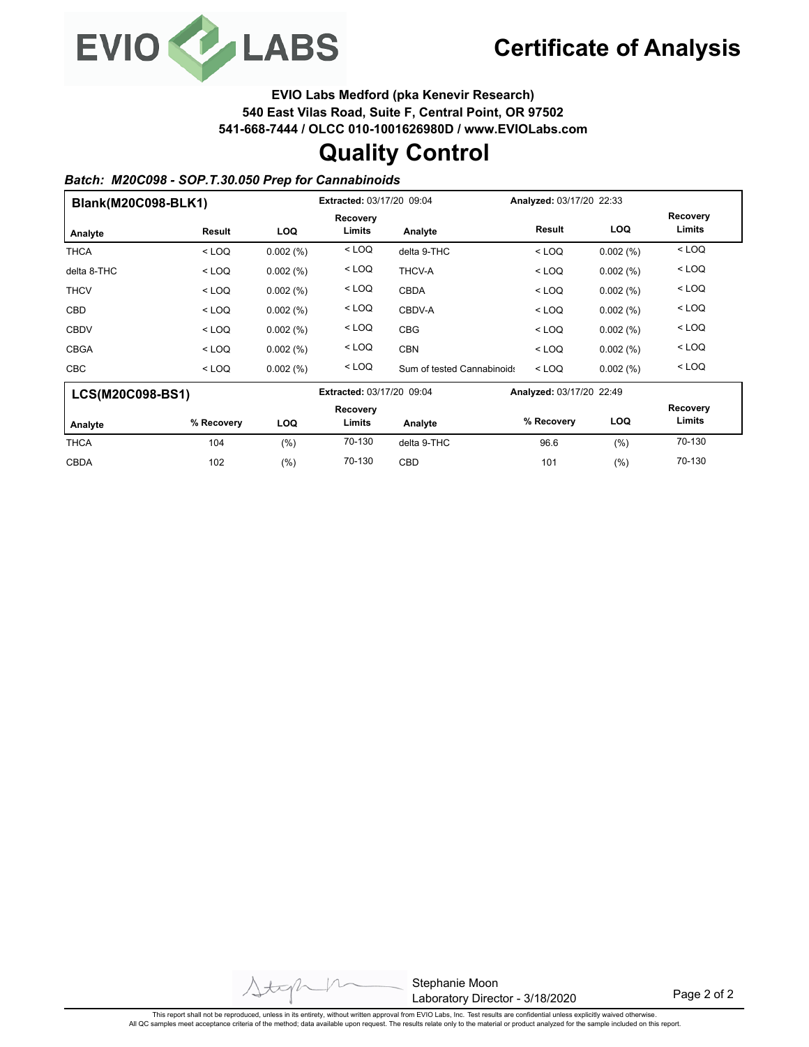# Certificate of Analysis

**EVIO Labs Medford (pka Kenevir Research)**
**540 East Vilas Road, Suite F, Central Point, OR 97502**
**541-668-7444 / OLCC 010-1001626980D / www.EVIOLabs.com**

# Quality Control

***Batch: M20C098 - SOP.T.30.050 Prep for Cannabinoids***

| **Blank(M20C098-BLK1)** | | | **Extracted:** 03/17/20 09:04 | | **Analyzed:** 03/17/20 22:33 | | |
|---|---|---|---|---|---|---|---|
| **Analyte** | **Result** | **LOQ** | **Recovery Limits** | **Analyte** | **Result** | **LOQ** | **Recovery Limits** |
| THCA | < LOQ | 0.002 (%) | < LOQ | delta 9-THC | < LOQ | 0.002 (%) | < LOQ |
| delta 8-THC | < LOQ | 0.002 (%) | < LOQ | THCV-A | < LOQ | 0.002 (%) | < LOQ |
| THCV | < LOQ | 0.002 (%) | < LOQ | CBDA | < LOQ | 0.002 (%) | < LOQ |
| CBD | < LOQ | 0.002 (%) | < LOQ | CBDV-A | < LOQ | 0.002 (%) | < LOQ |
| CBDV | < LOQ | 0.002 (%) | < LOQ | CBG | < LOQ | 0.002 (%) | < LOQ |
| CBGA | < LOQ | 0.002 (%) | < LOQ | CBN | < LOQ | 0.002 (%) | < LOQ |
| CBC | < LOQ | 0.002 (%) | < LOQ | Sum of tested Cannabinoids | < LOQ | 0.002 (%) | < LOQ |

| **LCS(M20C098-BS1)** | | | **Extracted:** 03/17/20 09:04 | | **Analyzed:** 03/17/20 22:49 | | |
|---|---|---|---|---|---|---|---|
| **Analyte** | **% Recovery** | **LOQ** | **Recovery Limits** | **Analyte** | **% Recovery** | **LOQ** | **Recovery Limits** |
| THCA | 104 | (%) | 70-130 | delta 9-THC | 96.6 | (%) | 70-130 |
| CBDA | 102 | (%) | 70-130 | CBD | 101 | (%) | 70-130 |

Stephanie Moon
Laboratory Director - 3/18/2020

This report shall not be reproduced, unless in its entirety, without written approval from EVIO Labs, Inc. Test results are confidential unless explicitly waived otherwise.
All QC samples meet acceptance criteria of the method; data available upon request. The results relate only to the material or product analyzed for the sample included on this report.